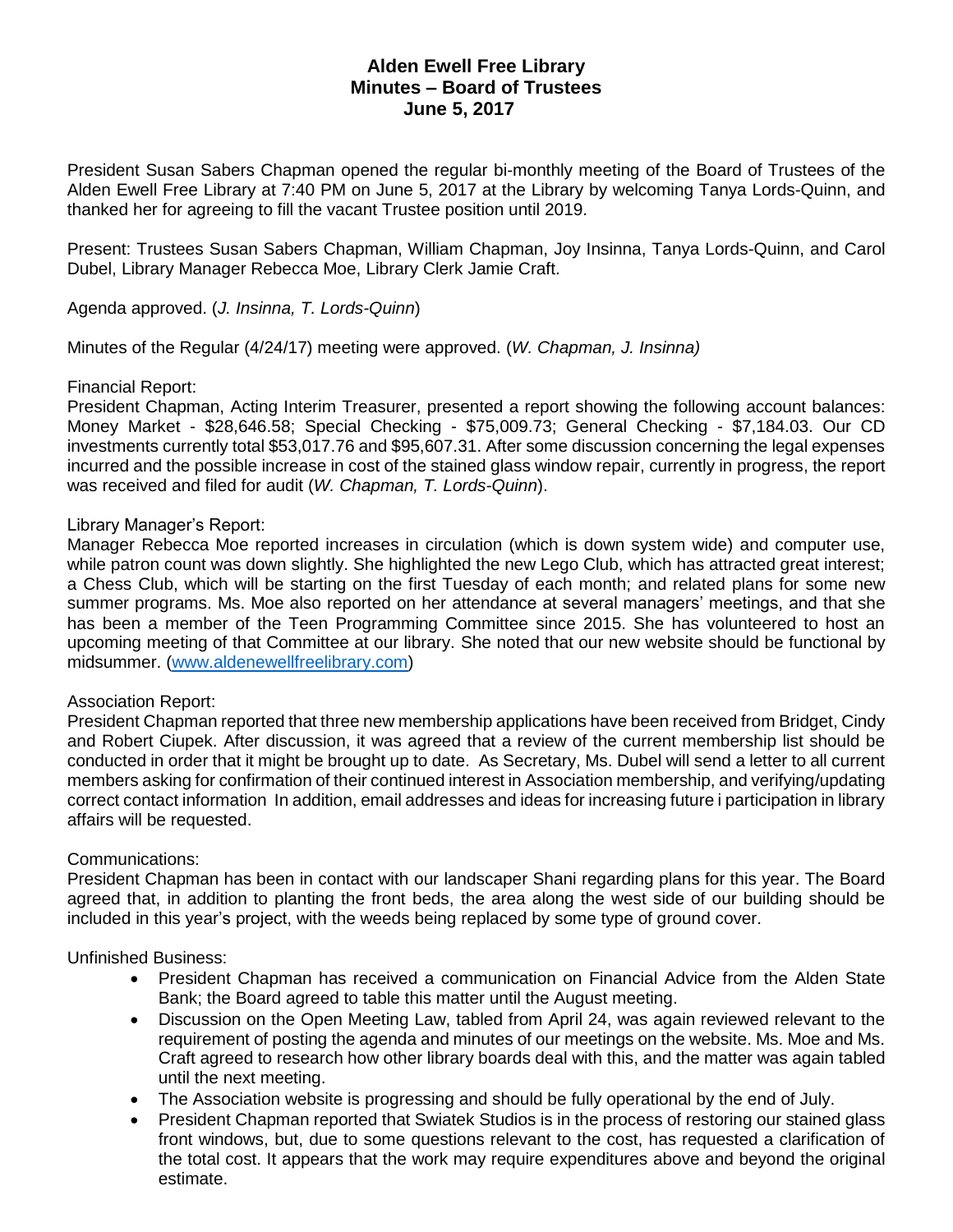# Alden Ewell Free Library
## Minutes – Board of Trustees
## June 5, 2017

President Susan Sabers Chapman opened the regular bi-monthly meeting of the Board of Trustees of the Alden Ewell Free Library at 7:40 PM on June 5, 2017 at the Library by welcoming Tanya Lords-Quinn, and thanked her for agreeing to fill the vacant Trustee position until 2019.

Present: Trustees Susan Sabers Chapman, William Chapman, Joy Insinna, Tanya Lords-Quinn, and Carol Dubel, Library Manager Rebecca Moe, Library Clerk Jamie Craft.

Agenda approved. (*J. Insinna, T. Lords-Quinn*)

Minutes of the Regular (4/24/17) meeting were approved. (*W. Chapman, J. Insinna)*

Financial Report:
President Chapman, Acting Interim Treasurer, presented a report showing the following account balances: Money Market - $28,646.58; Special Checking - $75,009.73; General Checking - $7,184.03. Our CD investments currently total $53,017.76 and $95,607.31. After some discussion concerning the legal expenses incurred and the possible increase in cost of the stained glass window repair, currently in progress, the report was received and filed for audit (*W. Chapman, T. Lords-Quinn*).

Library Manager's Report:
Manager Rebecca Moe reported increases in circulation (which is down system wide) and computer use, while patron count was down slightly. She highlighted the new Lego Club, which has attracted great interest; a Chess Club, which will be starting on the first Tuesday of each month; and related plans for some new summer programs. Ms. Moe also reported on her attendance at several managers' meetings, and that she has been a member of the Teen Programming Committee since 2015. She has volunteered to host an upcoming meeting of that Committee at our library. She noted that our new website should be functional by midsummer. (www.aldenewellfreelibrary.com)

Association Report:
President Chapman reported that three new membership applications have been received from Bridget, Cindy and Robert Ciupek. After discussion, it was agreed that a review of the current membership list should be conducted in order that it might be brought up to date. As Secretary, Ms. Dubel will send a letter to all current members asking for confirmation of their continued interest in Association membership, and verifying/updating correct contact information In addition, email addresses and ideas for increasing future i participation in library affairs will be requested.

Communications:
President Chapman has been in contact with our landscaper Shani regarding plans for this year. The Board agreed that, in addition to planting the front beds, the area along the west side of our building should be included in this year's project, with the weeds being replaced by some type of ground cover.

Unfinished Business:

- President Chapman has received a communication on Financial Advice from the Alden State Bank; the Board agreed to table this matter until the August meeting.
- Discussion on the Open Meeting Law, tabled from April 24, was again reviewed relevant to the requirement of posting the agenda and minutes of our meetings on the website. Ms. Moe and Ms. Craft agreed to research how other library boards deal with this, and the matter was again tabled until the next meeting.
- The Association website is progressing and should be fully operational by the end of July.
- President Chapman reported that Swiatek Studios is in the process of restoring our stained glass front windows, but, due to some questions relevant to the cost, has requested a clarification of the total cost. It appears that the work may require expenditures above and beyond the original estimate.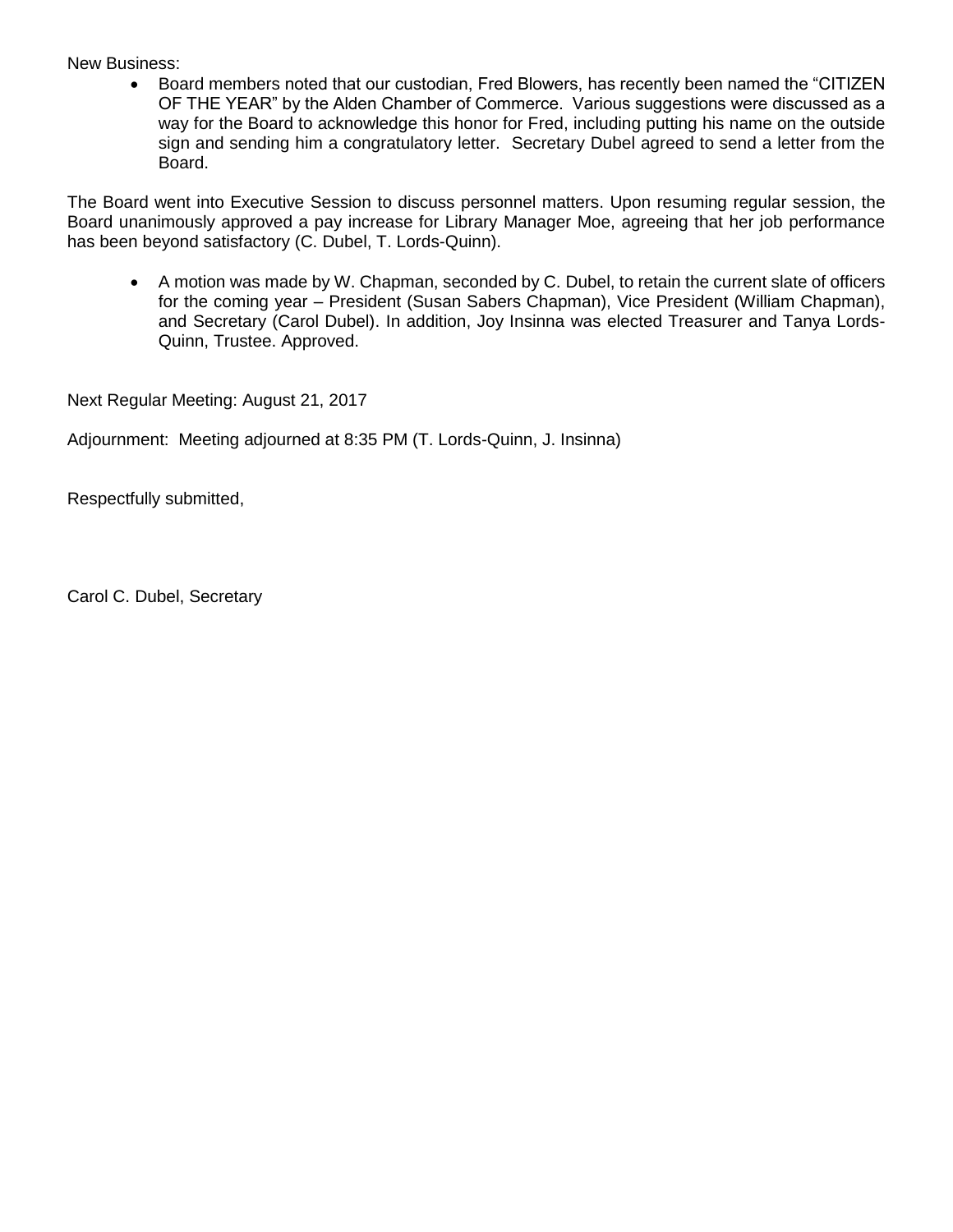New Business:

- Board members noted that our custodian, Fred Blowers, has recently been named the "CITIZEN OF THE YEAR" by the Alden Chamber of Commerce. Various suggestions were discussed as a way for the Board to acknowledge this honor for Fred, including putting his name on the outside sign and sending him a congratulatory letter. Secretary Dubel agreed to send a letter from the Board.

The Board went into Executive Session to discuss personnel matters. Upon resuming regular session, the Board unanimously approved a pay increase for Library Manager Moe, agreeing that her job performance has been beyond satisfactory (C. Dubel, T. Lords-Quinn).

- A motion was made by W. Chapman, seconded by C. Dubel, to retain the current slate of officers for the coming year – President (Susan Sabers Chapman), Vice President (William Chapman), and Secretary (Carol Dubel). In addition, Joy Insinna was elected Treasurer and Tanya Lords-Quinn, Trustee. Approved.

Next Regular Meeting: August 21, 2017

Adjournment: Meeting adjourned at 8:35 PM (T. Lords-Quinn, J. Insinna)

Respectfully submitted,

Carol C. Dubel, Secretary